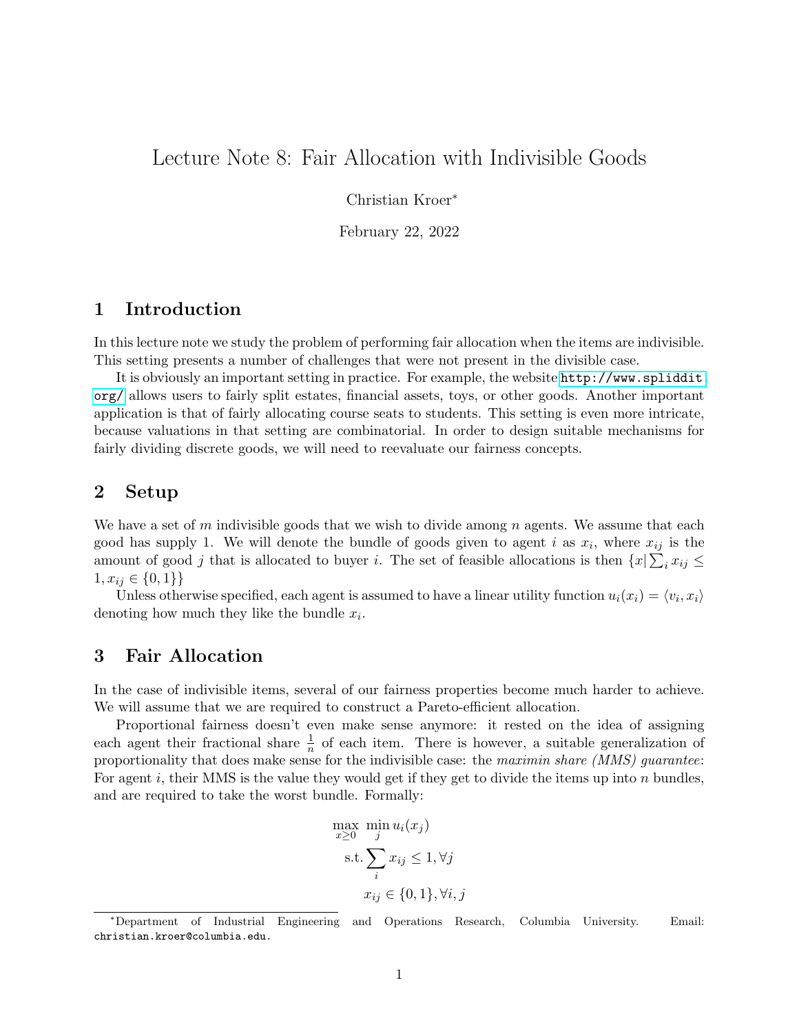# Lecture Note 8: Fair Allocation with Indivisible Goods

Christian Kroer[*]

February 22, 2022

## 1 Introduction

In this lecture note we study the problem of performing fair allocation when the items are indivisible. This setting presents a number of challenges that were not present in the divisible case.

It is obviously an important setting in practice. For example, the website http://www.spliddit.org/ allows users to fairly split estates, financial assets, toys, or other goods. Another important application is that of fairly allocating course seats to students. This setting is even more intricate, because valuations in that setting are combinatorial. In order to design suitable mechanisms for fairly dividing discrete goods, we will need to reevaluate our fairness concepts.

## 2 Setup

We have a set of $m$ indivisible goods that we wish to divide among $n$ agents. We assume that each good has supply 1. We will denote the bundle of goods given to agent $i$ as $x_i$, where $x_{ij}$ is the amount of good $j$ that is allocated to buyer $i$. The set of feasible allocations is then $\{x | \sum_i x_{ij} \leq 1, x_{ij} \in \{0, 1\}\}$

Unless otherwise specified, each agent is assumed to have a linear utility function $u_i(x_i) = \langle v_i, x_i \rangle$ denoting how much they like the bundle $x_i$.

## 3 Fair Allocation

In the case of indivisible items, several of our fairness properties become much harder to achieve. We will assume that we are required to construct a Pareto-efficient allocation.

Proportional fairness doesn't even make sense anymore: it rested on the idea of assigning each agent their fractional share $\frac{1}{n}$ of each item. There is however, a suitable generalization of proportionality that does make sense for the indivisible case: the *maximin share (MMS) guarantee*: For agent $i$, their MMS is the value they would get if they get to divide the items up into $n$ bundles, and are required to take the worst bundle. Formally:

$$
\begin{aligned}
\max_{x \geq 0} \ & \min_j u_i(x_j) \\
\text{s.t.} & \sum_i x_{ij} \leq 1, \forall j \\
& x_{ij} \in \{0, 1\}, \forall i, j
\end{aligned}
$$

[*] Department of Industrial Engineering and Operations Research, Columbia University. Email: christian.kroer@columbia.edu.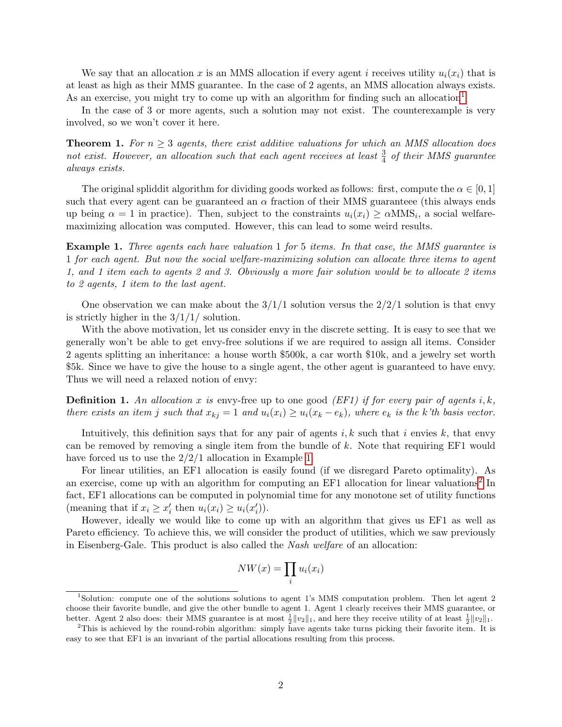We say that an allocation $x$ is an MMS allocation if every agent $i$ receives utility $u_i(x_i)$ that is at least as high as their MMS guarantee. In the case of 2 agents, an MMS allocation always exists. As an exercise, you might try to come up with an algorithm for finding such an allocation[1].

In the case of 3 or more agents, such a solution may not exist. The counterexample is very involved, so we won't cover it here.

**Theorem 1.** *For $n \geq 3$ agents, there exist additive valuations for which an MMS allocation does not exist. However, an allocation such that each agent receives at least $\frac{3}{4}$ of their MMS guarantee always exists.*

The original spliddit algorithm for dividing goods worked as follows: first, compute the $\alpha \in [0, 1]$ such that every agent can be guaranteed an $\alpha$ fraction of their MMS guaranteee (this always ends up being $\alpha = 1$ in practice). Then, subject to the constraints $u_i(x_i) \geq \alpha \text{MMS}_i$, a social welfare-maximizing allocation was computed. However, this can lead to some weird results.

**Example 1.** *Three agents each have valuation 1 for 5 items. In that case, the MMS guarantee is 1 for each agent. But now the social welfare-maximizing solution can allocate three items to agent 1, and 1 item each to agents 2 and 3. Obviously a more fair solution would be to allocate 2 items to 2 agents, 1 item to the last agent.*

One observation we can make about the 3/1/1 solution versus the 2/2/1 solution is that envy is strictly higher in the 3/1/1/ solution.

With the above motivation, let us consider envy in the discrete setting. It is easy to see that we generally won't be able to get envy-free solutions if we are required to assign all items. Consider 2 agents splitting an inheritance: a house worth \$500k, a car worth \$10k, and a jewelry set worth \$5k. Since we have to give the house to a single agent, the other agent is guaranteed to have envy. Thus we will need a relaxed notion of envy:

**Definition 1.** *An allocation $x$ is* envy-free up to one good *(EF1) if for every pair of agents $i, k$, there exists an item $j$ such that $x_{kj} = 1$ and $u_i(x_i) \geq u_i(x_k - e_k)$, where $e_k$ is the $k$'th basis vector.*

Intuitively, this definition says that for any pair of agents $i, k$ such that $i$ envies $k$, that envy can be removed by removing a single item from the bundle of $k$. Note that requiring EF1 would have forced us to use the 2/2/1 allocation in Example 1.

For linear utilities, an EF1 allocation is easily found (if we disregard Pareto optimality). As an exercise, come up with an algorithm for computing an EF1 allocation for linear valuations[2] In fact, EF1 allocations can be computed in polynomial time for any monotone set of utility functions (meaning that if $x_i \geq x'_i$ then $u_i(x_i) \geq u_i(x'_i)$).

However, ideally we would like to come up with an algorithm that gives us EF1 as well as Pareto efficiency. To achieve this, we will consider the product of utilities, which we saw previously in Eisenberg-Gale. This product is also called the *Nash welfare* of an allocation:

$$NW(x) = \prod_i u_i(x_i)$$

[1] Solution: compute one of the solutions solutions to agent 1's MMS computation problem. Then let agent 2 choose their favorite bundle, and give the other bundle to agent 1. Agent 1 clearly receives their MMS guarantee, or better. Agent 2 also does: their MMS guarantee is at most $\frac{1}{2}\|v_2\|_1$, and here they receive utility of at least $\frac{1}{2}\|v_2\|_1$.

[2] This is achieved by the round-robin algorithm: simply have agents take turns picking their favorite item. It is easy to see that EF1 is an invariant of the partial allocations resulting from this process.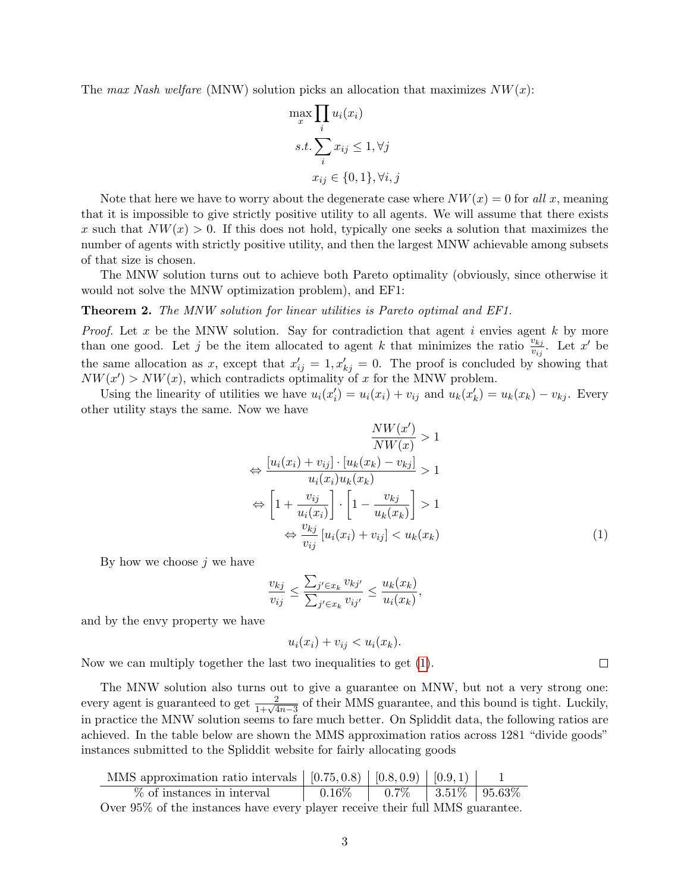The *max Nash welfare* (MNW) solution picks an allocation that maximizes $NW(x)$:

$$
\begin{aligned}
\max_x \prod_i u_i(x_i) \\
s.t. \sum_i x_{ij} \leq 1, \forall j \\
x_{ij} \in \{0, 1\}, \forall i, j
\end{aligned}
$$

Note that here we have to worry about the degenerate case where $NW(x) = 0$ for *all* $x$, meaning that it is impossible to give strictly positive utility to all agents. We will assume that there exists $x$ such that $NW(x) > 0$. If this does not hold, typically one seeks a solution that maximizes the number of agents with strictly positive utility, and then the largest MNW achievable among subsets of that size is chosen.

The MNW solution turns out to achieve both Pareto optimality (obviously, since otherwise it would not solve the MNW optimization problem), and EF1:

**Theorem 2.** *The MNW solution for linear utilities is Pareto optimal and EF1.*

*Proof.* Let $x$ be the MNW solution. Say for contradiction that agent $i$ envies agent $k$ by more than one good. Let $j$ be the item allocated to agent $k$ that minimizes the ratio $\frac{v_{kj}}{v_{ij}}$. Let $x'$ be the same allocation as $x$, except that $x'_{ij} = 1, x'_{kj} = 0$. The proof is concluded by showing that $NW(x') > NW(x)$, which contradicts optimality of $x$ for the MNW problem.

Using the linearity of utilities we have $u_i(x'_i) = u_i(x_i) + v_{ij}$ and $u_k(x'_k) = u_k(x_k) - v_{kj}$. Every other utility stays the same. Now we have

$$
\begin{aligned}
& \frac{NW(x')}{NW(x)} > 1 \\
\Leftrightarrow \; & \frac{[u_i(x_i) + v_{ij}] \cdot [u_k(x_k) - v_{kj}]}{u_i(x_i) u_k(x_k)} > 1 \\
\Leftrightarrow \; & \left[1 + \frac{v_{ij}}{u_i(x_i)}\right] \cdot \left[1 - \frac{v_{kj}}{u_k(x_k)}\right] > 1 \\
\Leftrightarrow \; & \frac{v_{kj}}{v_{ij}} \left[u_i(x_i) + v_{ij}\right] < u_k(x_k) \qquad (1)
\end{aligned}
$$

By how we choose $j$ we have

$$
\frac{v_{kj}}{v_{ij}} \leq \frac{\sum_{j' \in x_k} v_{kj'}}{\sum_{j' \in x_k} v_{ij'}} \leq \frac{u_k(x_k)}{u_i(x_k)},
$$

and by the envy property we have

$$
u_i(x_i) + v_{ij} < u_i(x_k).
$$

Now we can multiply together the last two inequalities to get (1). ∎

The MNW solution also turns out to give a guarantee on MNW, but not a very strong one: every agent is guaranteed to get $\frac{2}{1+\sqrt{4n-3}}$ of their MMS guarantee, and this bound is tight. Luckily, in practice the MNW solution seems to fare much better. On Spliddit data, the following ratios are achieved. In the table below are shown the MMS approximation ratios across 1281 "divide goods" instances submitted to the Spliddit website for fairly allocating goods

| MMS approximation ratio intervals | [0.75, 0.8) | [0.8, 0.9) | [0.9, 1) | 1 |
|---|---|---|---|---|
| % of instances in interval | 0.16% | 0.7% | 3.51% | 95.63% |

Over 95% of the instances have every player receive their full MMS guarantee.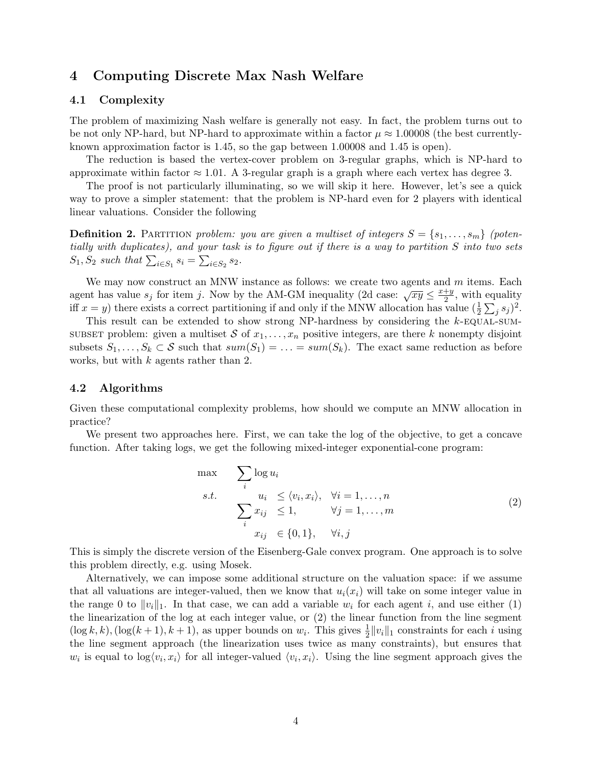## 4 Computing Discrete Max Nash Welfare

### 4.1 Complexity

The problem of maximizing Nash welfare is generally not easy. In fact, the problem turns out to be not only NP-hard, but NP-hard to approximate within a factor $\mu \approx 1.00008$ (the best currently-known approximation factor is 1.45, so the gap between 1.00008 and 1.45 is open).

The reduction is based the vertex-cover problem on 3-regular graphs, which is NP-hard to approximate within factor $\approx 1.01$. A 3-regular graph is a graph where each vertex has degree 3.

The proof is not particularly illuminating, so we will skip it here. However, let's see a quick way to prove a simpler statement: that the problem is NP-hard even for 2 players with identical linear valuations. Consider the following

**Definition 2.** Partition *problem: you are given a multiset of integers $S = \{s_1, \ldots, s_m\}$ (potentially with duplicates), and your task is to figure out if there is a way to partition $S$ into two sets $S_1, S_2$ such that $\sum_{i \in S_1} s_i = \sum_{i \in S_2} s_2$.*

We may now construct an MNW instance as follows: we create two agents and $m$ items. Each agent has value $s_j$ for item $j$. Now by the AM-GM inequality (2d case: $\sqrt{xy} \leq \frac{x+y}{2}$, with equality iff $x = y$) there exists a correct partitioning if and only if the MNW allocation has value $(\frac{1}{2}\sum_j s_j)^2$.

This result can be extended to show strong NP-hardness by considering the $k$-equal-sum-subset problem: given a multiset $\mathcal{S}$ of $x_1, \ldots, x_n$ positive integers, are there $k$ nonempty disjoint subsets $S_1, \ldots, S_k \subset \mathcal{S}$ such that $sum(S_1) = \ldots = sum(S_k)$. The exact same reduction as before works, but with $k$ agents rather than 2.

### 4.2 Algorithms

Given these computational complexity problems, how should we compute an MNW allocation in practice?

We present two approaches here. First, we can take the log of the objective, to get a concave function. After taking logs, we get the following mixed-integer exponential-cone program:

$$
\begin{aligned}
\max \quad & \sum_i \log u_i & & \\
s.t. \quad & u_i \leq \langle v_i, x_i \rangle, & & \forall i = 1, \ldots, n \\
& \sum_i x_{ij} \leq 1, & & \forall j = 1, \ldots, m \\
& x_{ij} \in \{0, 1\}, & & \forall i, j
\end{aligned}
\tag{2}
$$

This is simply the discrete version of the Eisenberg-Gale convex program. One approach is to solve this problem directly, e.g. using Mosek.

Alternatively, we can impose some additional structure on the valuation space: if we assume that all valuations are integer-valued, then we know that $u_i(x_i)$ will take on some integer value in the range 0 to $\|v_i\|_1$. In that case, we can add a variable $w_i$ for each agent $i$, and use either (1) the linearization of the log at each integer value, or (2) the linear function from the line segment $(\log k, k), (\log(k+1), k+1)$, as upper bounds on $w_i$. This gives $\frac{1}{2}\|v_i\|_1$ constraints for each $i$ using the line segment approach (the linearization uses twice as many constraints), but ensures that $w_i$ is equal to $\log\langle v_i, x_i \rangle$ for all integer-valued $\langle v_i, x_i \rangle$. Using the line segment approach gives the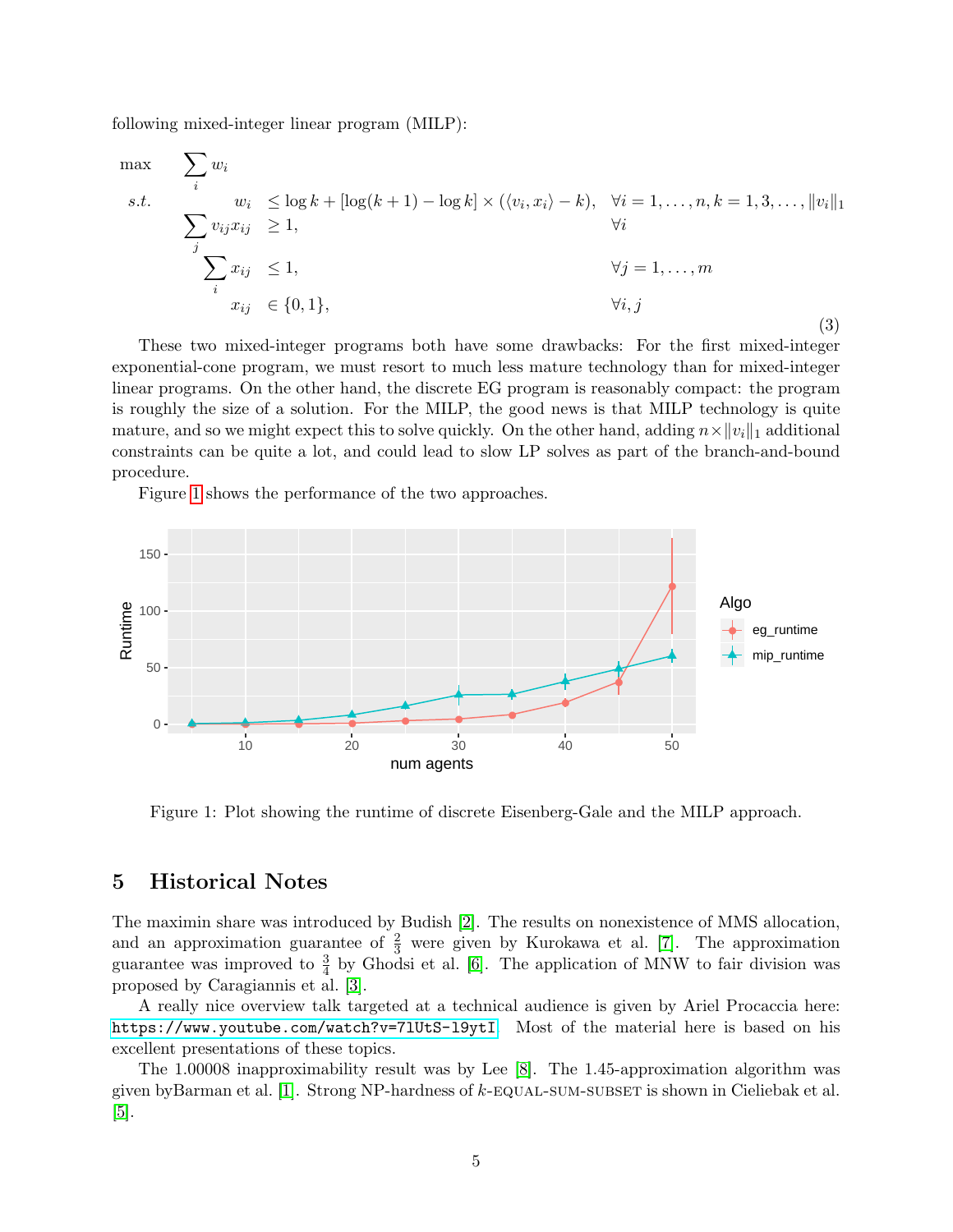following mixed-integer linear program (MILP):

$$
\begin{aligned}
\max \quad & \sum_i w_i \\
s.t. \quad & w_i \leq \log k + [\log(k+1) - \log k] \times (\langle v_i, x_i \rangle - k), && \forall i = 1, \ldots, n, k = 1, 3, \ldots, \|v_i\|_1 \\
& \sum_j v_{ij} x_{ij} \geq 1, && \forall i \\
& \sum_i x_{ij} \leq 1, && \forall j = 1, \ldots, m \\
& x_{ij} \in \{0, 1\}, && \forall i, j
\end{aligned}
\tag{3}
$$

These two mixed-integer programs both have some drawbacks: For the first mixed-integer exponential-cone program, we must resort to much less mature technology than for mixed-integer linear programs. On the other hand, the discrete EG program is reasonably compact: the program is roughly the size of a solution. For the MILP, the good news is that MILP technology is quite mature, and so we might expect this to solve quickly. On the other hand, adding $n \times \|v_i\|_1$ additional constraints can be quite a lot, and could lead to slow LP solves as part of the branch-and-bound procedure.

Figure 1 shows the performance of the two approaches.

Figure 1: Plot showing the runtime of discrete Eisenberg-Gale and the MILP approach.

## 5 Historical Notes

The maximin share was introduced by Budish [2]. The results on nonexistence of MMS allocation, and an approximation guarantee of $\frac{2}{3}$ were given by Kurokawa et al. [7]. The approximation guarantee was improved to $\frac{3}{4}$ by Ghodsi et al. [6]. The application of MNW to fair division was proposed by Caragiannis et al. [3].

A really nice overview talk targeted at a technical audience is given by Ariel Procaccia here: https://www.youtube.com/watch?v=7lUtS-l9ytI. Most of the material here is based on his excellent presentations of these topics.

The 1.00008 inapproximability result was by Lee [8]. The 1.45-approximation algorithm was given byBarman et al. [1]. Strong NP-hardness of $k$-EQUAL-SUM-SUBSET is shown in Cieliebak et al. [5].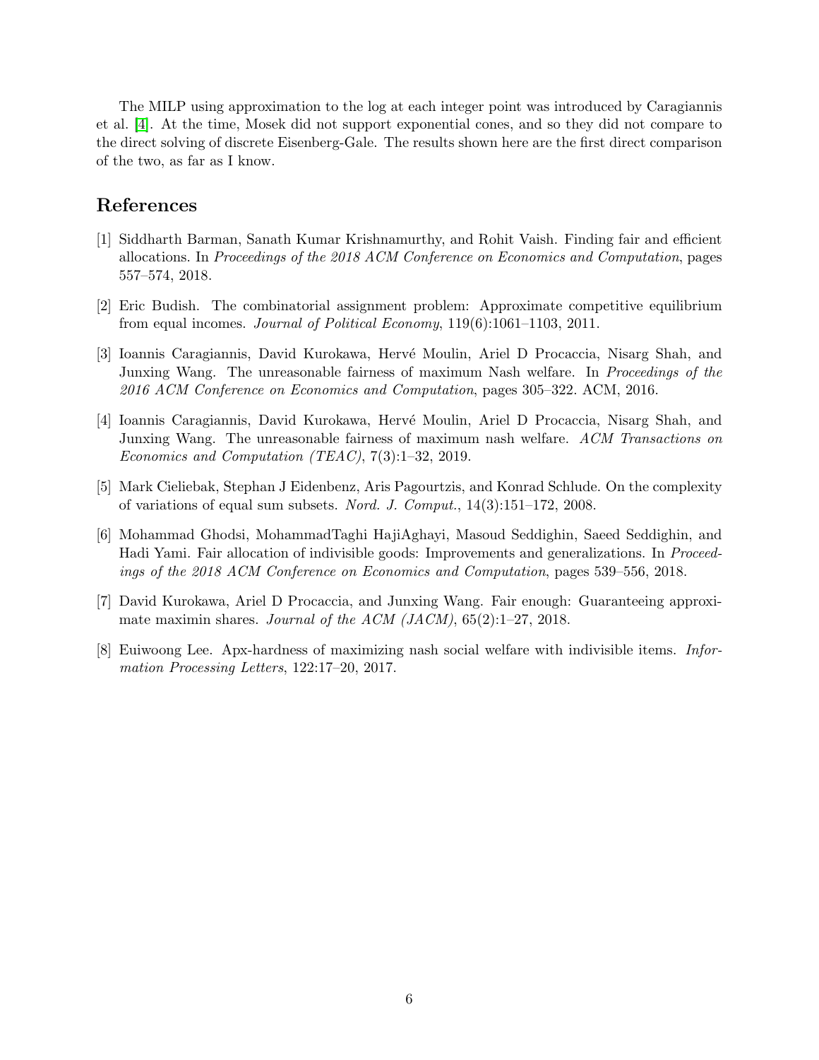The MILP using approximation to the log at each integer point was introduced by Caragiannis et al. [4]. At the time, Mosek did not support exponential cones, and so they did not compare to the direct solving of discrete Eisenberg-Gale. The results shown here are the first direct comparison of the two, as far as I know.

## References

[1] Siddharth Barman, Sanath Kumar Krishnamurthy, and Rohit Vaish. Finding fair and efficient allocations. In *Proceedings of the 2018 ACM Conference on Economics and Computation*, pages 557–574, 2018.

[2] Eric Budish. The combinatorial assignment problem: Approximate competitive equilibrium from equal incomes. *Journal of Political Economy*, 119(6):1061–1103, 2011.

[3] Ioannis Caragiannis, David Kurokawa, Hervé Moulin, Ariel D Procaccia, Nisarg Shah, and Junxing Wang. The unreasonable fairness of maximum Nash welfare. In *Proceedings of the 2016 ACM Conference on Economics and Computation*, pages 305–322. ACM, 2016.

[4] Ioannis Caragiannis, David Kurokawa, Hervé Moulin, Ariel D Procaccia, Nisarg Shah, and Junxing Wang. The unreasonable fairness of maximum nash welfare. *ACM Transactions on Economics and Computation (TEAC)*, 7(3):1–32, 2019.

[5] Mark Cieliebak, Stephan J Eidenbenz, Aris Pagourtzis, and Konrad Schlude. On the complexity of variations of equal sum subsets. *Nord. J. Comput.*, 14(3):151–172, 2008.

[6] Mohammad Ghodsi, MohammadTaghi HajiAghayi, Masoud Seddighin, Saeed Seddighin, and Hadi Yami. Fair allocation of indivisible goods: Improvements and generalizations. In *Proceedings of the 2018 ACM Conference on Economics and Computation*, pages 539–556, 2018.

[7] David Kurokawa, Ariel D Procaccia, and Junxing Wang. Fair enough: Guaranteeing approximate maximin shares. *Journal of the ACM (JACM)*, 65(2):1–27, 2018.

[8] Euiwoong Lee. Apx-hardness of maximizing nash social welfare with indivisible items. *Information Processing Letters*, 122:17–20, 2017.